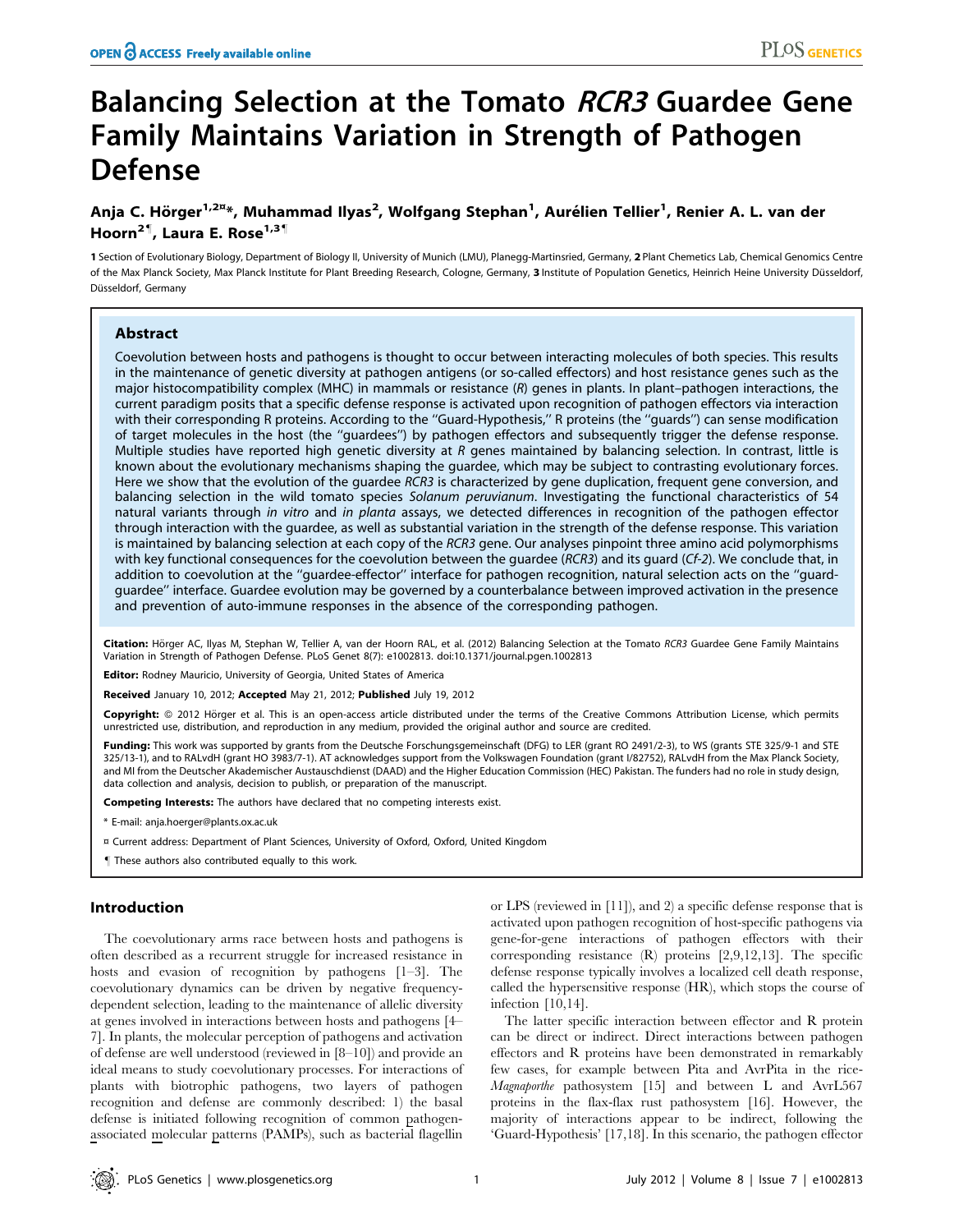# Balancing Selection at the Tomato *RCR3* Guardee Gene Family Maintains Variation in Strength of Pathogen Defense

**Anja C. Hörger[1,2¤*], Muhammad Ilyas[2], Wolfgang Stephan[1], Aurélien Tellier[1], Renier A. L. van der Hoorn[2¶], Laura E. Rose[1,3¶]**

1 Section of Evolutionary Biology, Department of Biology II, University of Munich (LMU), Planegg-Martinsried, Germany, 2 Plant Chemetics Lab, Chemical Genomics Centre of the Max Planck Society, Max Planck Institute for Plant Breeding Research, Cologne, Germany, 3 Institute of Population Genetics, Heinrich Heine University Düsseldorf, Düsseldorf, Germany

## Abstract

Coevolution between hosts and pathogens is thought to occur between interacting molecules of both species. This results in the maintenance of genetic diversity at pathogen antigens (or so-called effectors) and host resistance genes such as the major histocompatibility complex (MHC) in mammals or resistance (*R*) genes in plants. In plant–pathogen interactions, the current paradigm posits that a specific defense response is activated upon recognition of pathogen effectors via interaction with their corresponding R proteins. According to the ''Guard-Hypothesis,'' R proteins (the ''guards'') can sense modification of target molecules in the host (the ''guardees'') by pathogen effectors and subsequently trigger the defense response. Multiple studies have reported high genetic diversity at *R* genes maintained by balancing selection. In contrast, little is known about the evolutionary mechanisms shaping the guardee, which may be subject to contrasting evolutionary forces. Here we show that the evolution of the guardee *RCR3* is characterized by gene duplication, frequent gene conversion, and balancing selection in the wild tomato species *Solanum peruvianum*. Investigating the functional characteristics of 54 natural variants through *in vitro* and *in planta* assays, we detected differences in recognition of the pathogen effector through interaction with the guardee, as well as substantial variation in the strength of the defense response. This variation is maintained by balancing selection at each copy of the *RCR3* gene. Our analyses pinpoint three amino acid polymorphisms with key functional consequences for the coevolution between the guardee (*RCR3*) and its guard (*Cf-2*). We conclude that, in addition to coevolution at the ''guardee-effector'' interface for pathogen recognition, natural selection acts on the ''guard-guardee'' interface. Guardee evolution may be governed by a counterbalance between improved activation in the presence and prevention of auto-immune responses in the absence of the corresponding pathogen.

**Citation:** Hörger AC, Ilyas M, Stephan W, Tellier A, van der Hoorn RAL, et al. (2012) Balancing Selection at the Tomato *RCR3* Guardee Gene Family Maintains Variation in Strength of Pathogen Defense. PLoS Genet 8(7): e1002813. doi:10.1371/journal.pgen.1002813

**Editor:** Rodney Mauricio, University of Georgia, United States of America

**Received** January 10, 2012; **Accepted** May 21, 2012; **Published** July 19, 2012

**Copyright:** © 2012 Hörger et al. This is an open-access article distributed under the terms of the Creative Commons Attribution License, which permits unrestricted use, distribution, and reproduction in any medium, provided the original author and source are credited.

**Funding:** This work was supported by grants from the Deutsche Forschungsgemeinschaft (DFG) to LER (grant RO 2491/2-3), to WS (grants STE 325/9-1 and STE 325/13-1), and to RALvdH (grant HO 3983/7-1). AT acknowledges support from the Volkswagen Foundation (grant I/82752), RALvdH from the Max Planck Society, and MI from the Deutscher Akademischer Austauschdienst (DAAD) and the Higher Education Commission (HEC) Pakistan. The funders had no role in study design, data collection and analysis, decision to publish, or preparation of the manuscript.

**Competing Interests:** The authors have declared that no competing interests exist.

\* E-mail: anja.hoerger@plants.ox.ac.uk

¤ Current address: Department of Plant Sciences, University of Oxford, Oxford, United Kingdom

¶ These authors also contributed equally to this work.

## Introduction

The coevolutionary arms race between hosts and pathogens is often described as a recurrent struggle for increased resistance in hosts and evasion of recognition by pathogens [1–3]. The coevolutionary dynamics can be driven by negative frequency-dependent selection, leading to the maintenance of allelic diversity at genes involved in interactions between hosts and pathogens [4–7]. In plants, the molecular perception of pathogens and activation of defense are well understood (reviewed in [8–10]) and provide an ideal means to study coevolutionary processes. For interactions of plants with biotrophic pathogens, two layers of pathogen recognition and defense are commonly described: 1) the basal defense is initiated following recognition of common pathogen-associated molecular patterns (PAMPs), such as bacterial flagellin or LPS (reviewed in [11]), and 2) a specific defense response that is activated upon pathogen recognition of host-specific pathogens via gene-for-gene interactions of pathogen effectors with their corresponding resistance (R) proteins [2,9,12,13]. The specific defense response typically involves a localized cell death response, called the hypersensitive response (HR), which stops the course of infection [10,14].

The latter specific interaction between effector and R protein can be direct or indirect. Direct interactions between pathogen effectors and R proteins have been demonstrated in remarkably few cases, for example between Pita and AvrPita in the rice-*Magnaporthe* pathosystem [15] and between L and AvrL567 proteins in the flax-flax rust pathosystem [16]. However, the majority of interactions appear to be indirect, following the 'Guard-Hypothesis' [17,18]. In this scenario, the pathogen effector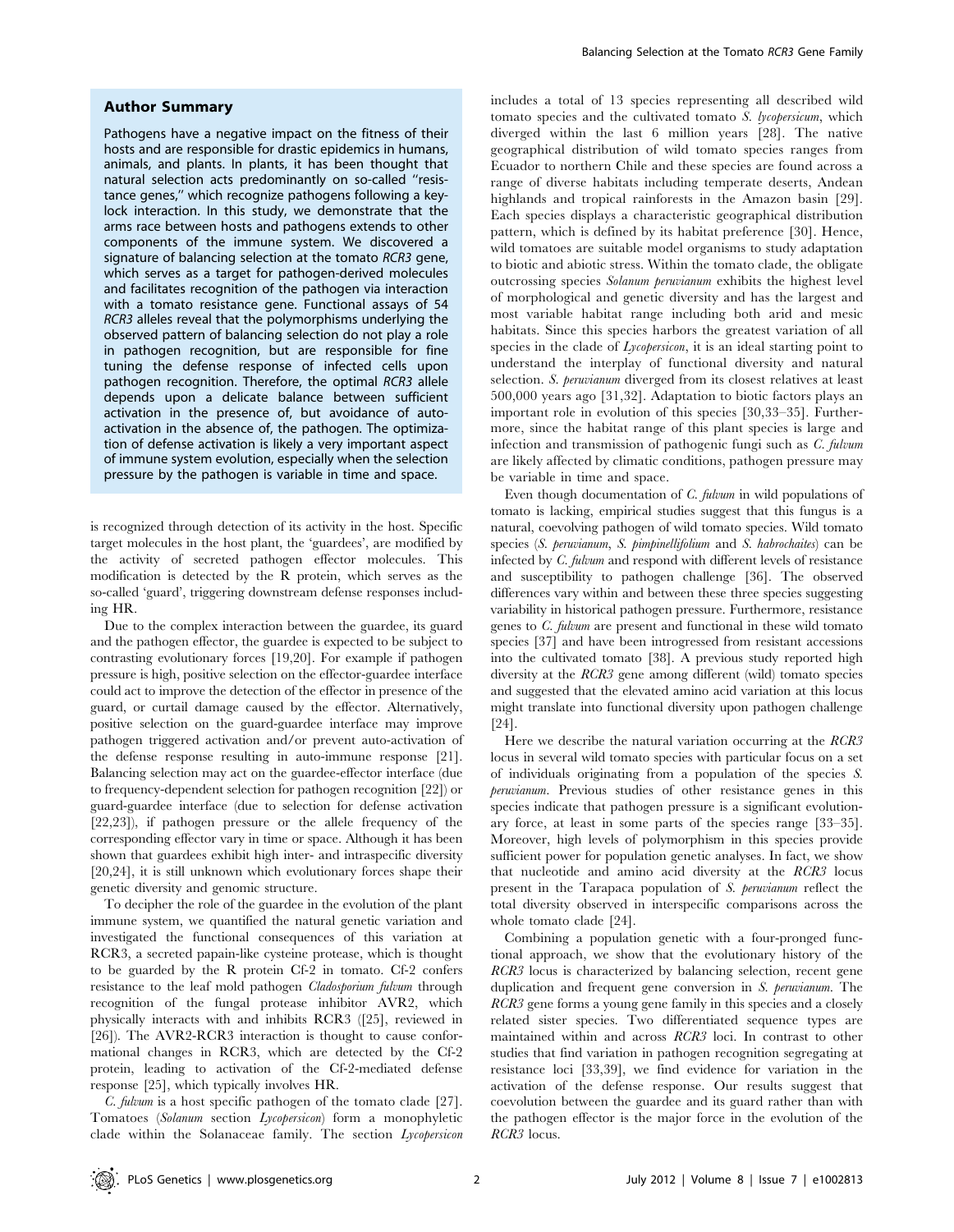## Author Summary

Pathogens have a negative impact on the fitness of their hosts and are responsible for drastic epidemics in humans, animals, and plants. In plants, it has been thought that natural selection acts predominantly on so-called "resistance genes," which recognize pathogens following a key-lock interaction. In this study, we demonstrate that the arms race between hosts and pathogens extends to other components of the immune system. We discovered a signature of balancing selection at the tomato *RCR3* gene, which serves as a target for pathogen-derived molecules and facilitates recognition of the pathogen via interaction with a tomato resistance gene. Functional assays of 54 *RCR3* alleles reveal that the polymorphisms underlying the observed pattern of balancing selection do not play a role in pathogen recognition, but are responsible for fine tuning the defense response of infected cells upon pathogen recognition. Therefore, the optimal *RCR3* allele depends upon a delicate balance between sufficient activation in the presence of, but avoidance of auto-activation in the absence of, the pathogen. The optimization of defense activation is likely a very important aspect of immune system evolution, especially when the selection pressure by the pathogen is variable in time and space.

is recognized through detection of its activity in the host. Specific target molecules in the host plant, the 'guardees', are modified by the activity of secreted pathogen effector molecules. This modification is detected by the R protein, which serves as the so-called 'guard', triggering downstream defense responses including HR.

Due to the complex interaction between the guardee, its guard and the pathogen effector, the guardee is expected to be subject to contrasting evolutionary forces [19,20]. For example if pathogen pressure is high, positive selection on the effector-guardee interface could act to improve the detection of the effector in presence of the guard, or curtail damage caused by the effector. Alternatively, positive selection on the guard-guardee interface may improve pathogen triggered activation and/or prevent auto-activation of the defense response resulting in auto-immune response [21]. Balancing selection may act on the guardee-effector interface (due to frequency-dependent selection for pathogen recognition [22]) or guard-guardee interface (due to selection for defense activation [22,23]), if pathogen pressure or the allele frequency of the corresponding effector vary in time or space. Although it has been shown that guardees exhibit high inter- and intraspecific diversity [20,24], it is still unknown which evolutionary forces shape their genetic diversity and genomic structure.

To decipher the role of the guardee in the evolution of the plant immune system, we quantified the natural genetic variation and investigated the functional consequences of this variation at RCR3, a secreted papain-like cysteine protease, which is thought to be guarded by the R protein Cf-2 in tomato. Cf-2 confers resistance to the leaf mold pathogen *Cladosporium fulvum* through recognition of the fungal protease inhibitor AVR2, which physically interacts with and inhibits RCR3 ([25], reviewed in [26]). The AVR2-RCR3 interaction is thought to cause conformational changes in RCR3, which are detected by the Cf-2 protein, leading to activation of the Cf-2-mediated defense response [25], which typically involves HR.

*C. fulvum* is a host specific pathogen of the tomato clade [27]. Tomatoes (*Solanum* section *Lycopersicon*) form a monophyletic clade within the Solanaceae family. The section *Lycopersicon* includes a total of 13 species representing all described wild tomato species and the cultivated tomato *S. lycopersicum*, which diverged within the last 6 million years [28]. The native geographical distribution of wild tomato species ranges from Ecuador to northern Chile and these species are found across a range of diverse habitats including temperate deserts, Andean highlands and tropical rainforest in the Amazon basin [29]. Each species displays a characteristic geographical distribution pattern, which is defined by its habitat preference [30]. Hence, wild tomatoes are suitable model organisms to study adaptation to biotic and abiotic stress. Within the tomato clade, the obligate outcrossing species *Solanum peruvianum* exhibits the highest level of morphological and genetic diversity and has the largest and most variable habitat range including both arid and mesic habitats. Since this species harbors the greatest variation of all species in the clade of *Lycopersicon*, it is an ideal starting point to understand the interplay of functional diversity and natural selection. *S. peruvianum* diverged from its closest relatives at least 500,000 years ago [31,32]. Adaptation to biotic factors plays an important role in evolution of this species [30,33–35]. Furthermore, since the habitat range of this plant species is large and infection and transmission of pathogenic fungi such as *C. fulvum* are likely affected by climatic conditions, pathogen pressure may be variable in time and space.

Even though documentation of *C. fulvum* in wild populations of tomato is lacking, empirical studies suggest that this fungus is a natural, coevolving pathogen of wild tomato species. Wild tomato species (*S. peruvianum*, *S. pimpinellifolium* and *S. habrochaites*) can be infected by *C. fulvum* and respond with different levels of resistance and susceptibility to pathogen challenge [36]. The observed differences vary within and between these three species suggesting variability in historical pathogen pressure. Furthermore, resistance genes to *C. fulvum* are present and functional in these wild tomato species [37] and have been introgressed from resistant accessions into the cultivated tomato [38]. A previous study reported high diversity at the *RCR3* gene among different (wild) tomato species and suggested that the elevated amino acid variation at this locus might translate into functional diversity upon pathogen challenge [24].

Here we describe the natural variation occurring at the *RCR3* locus in several wild tomato species with particular focus on a set of individuals originating from a population of the species *S. peruvianum*. Previous studies of other resistance genes in this species indicate that pathogen pressure is a significant evolutionary force, at least in some parts of the species range [33–35]. Moreover, high levels of polymorphism in this species provide sufficient power for population genetic analyses. In fact, we show that nucleotide and amino acid diversity at the *RCR3* locus present in the Tarapaca population of *S. peruvianum* reflect the total diversity observed in interspecific comparisons across the whole tomato clade [24].

Combining a population genetic with a four-pronged functional approach, we show that the evolutionary history of the *RCR3* locus is characterized by balancing selection, recent gene duplication and frequent gene conversion in *S. peruvianum*. The *RCR3* gene forms a young gene family in this species and a closely related sister species. Two differentiated sequence types are maintained within and across *RCR3* loci. In contrast to other studies that find variation in pathogen recognition segregating at resistance loci [33,39], we find evidence for variation in the activation of the defense response. Our results suggest that coevolution between the guardee and its guard rather than with the pathogen effector is the major force in the evolution of the *RCR3* locus.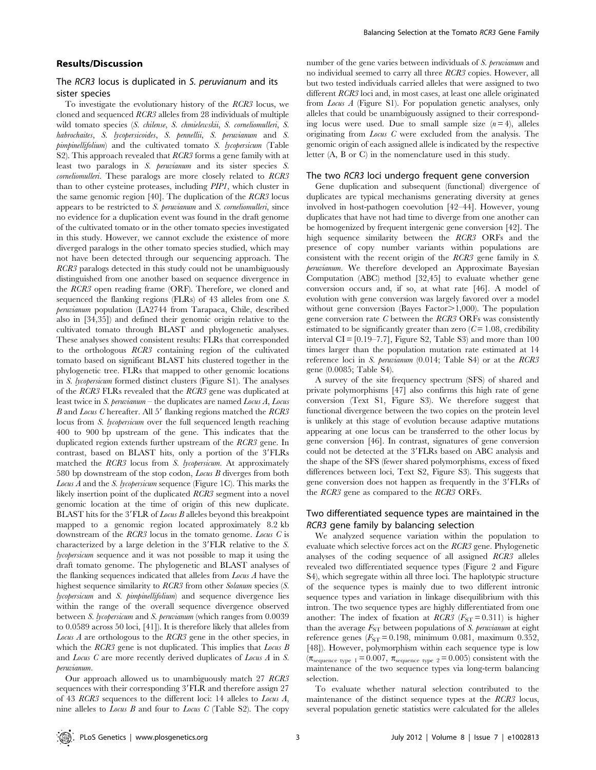## Results/Discussion

### The *RCR3* locus is duplicated in *S. peruvianum* and its sister species

To investigate the evolutionary history of the *RCR3* locus, we cloned and sequenced *RCR3* alleles from 28 individuals of multiple wild tomato species (*S. chilense*, *S. chmielewskii*, *S. corneliomulleri*, *S. habrochaites*, *S. lycopersicoides*, *S. pennellii*, *S. peruvianum* and *S. pimpinellifolium*) and the cultivated tomato *S. lycopersicum* (Table S2). This approach revealed that *RCR3* forms a gene family with at least two paralogs in *S. peruvianum* and its sister species *S. corneliomulleri*. These paralogs are more closely related to *RCR3* than to other cysteine proteases, including *PIP1*, which cluster in the same genomic region [40]. The duplication of the *RCR3* locus appears to be restricted to *S. peruvianum* and *S. corneliomulleri*, since no evidence for a duplication event was found in the draft genome of the cultivated tomato or in the other tomato species investigated in this study. However, we cannot exclude the existence of more diverged paralogs in the other tomato species studied, which may not have been detected through our sequencing approach. The *RCR3* paralogs detected in this study could not be unambiguously distinguished from one another based on sequence divergence in the *RCR3* open reading frame (ORF). Therefore, we cloned and sequenced the flanking regions (FLRs) of 43 alleles from one *S. peruvianum* population (LA2744 from Tarapaca, Chile, described also in [34,35]) and defined their genomic origin relative to the cultivated tomato through BLAST and phylogenetic analyses. These analyses showed consistent results: FLRs that corresponded to the orthologous *RCR3* containing region of the cultivated tomato based on significant BLAST hits clustered together in the phylogenetic tree. FLRs that mapped to other genomic locations in *S. lycopersicum* formed distinct clusters (Figure S1). The analyses of the *RCR3* FLRs revealed that the *RCR3* gene was duplicated at least twice in *S. peruvianum* – the duplicates are named *Locus A*, *Locus B* and *Locus C* hereafter. All 5′ flanking regions matched the *RCR3* locus from *S. lycopersicum* over the full sequenced length reaching 400 to 900 bp upstream of the gene. This indicates that the duplicated region extends further upstream of the *RCR3* gene. In contrast, based on BLAST hits, only a portion of the 3′FLRs matched the *RCR3* locus from *S. lycopersicum*. At approximately 580 bp downstream of the stop codon, *Locus B* diverges from both *Locus A* and the *S. lycopersicum* sequence (Figure 1C). This marks the likely insertion point of the duplicated *RCR3* segment into a novel genomic location at the time of origin of this new duplicate. BLAST hits for the 3′FLR of *Locus B* alleles beyond this breakpoint mapped to a genomic region located approximately 8.2 kb downstream of the *RCR3* locus in the tomato genome. *Locus C* is characterized by a large deletion in the 3′FLR relative to the *S. lycopersicum* sequence and it was not possible to map it using the draft tomato genome. The phylogenetic and BLAST analyses of the flanking sequences indicated that alleles from *Locus A* have the highest sequence similarity to *RCR3* from other *Solanum* species (*S. lycopersicum* and *S. pimpinellifolium*) and sequence divergence lies within the range of the overall sequence divergence observed between *S. lycopersicum* and *S. peruvianum* (which ranges from 0.0039 to 0.0589 across 50 loci, [41]). It is therefore likely that alleles from *Locus A* are orthologous to the *RCR3* gene in the other species, in which the *RCR3* gene is not duplicated. This implies that *Locus B* and *Locus C* are more recently derived duplicates of *Locus A* in *S. peruvianum*.

Our approach allowed us to unambiguously match 27 *RCR3* sequences with their corresponding 3′FLR and therefore assign 27 of 43 *RCR3* sequences to the different loci: 14 alleles to *Locus A*, nine alleles to *Locus B* and four to *Locus C* (Table S2). The copy number of the gene varies between individuals of *S. peruvianum* and no individual seemed to carry all three *RCR3* copies. However, all but two tested individuals carried alleles that were assigned to two different *RCR3* loci and, in most cases, at least one allele originated from *Locus A* (Figure S1). For population genetic analyses, only alleles that could be unambiguously assigned to their corresponding locus were used. Due to small sample size ($n = 4$), alleles originating from *Locus C* were excluded from the analysis. The genomic origin of each assigned allele is indicated by the respective letter (A, B or C) in the nomenclature used in this study.

### The two *RCR3* loci undergo frequent gene conversion

Gene duplication and subsequent (functional) divergence of duplicates are typical mechanisms generating diversity at genes involved in host-pathogen coevolution [42–44]. However, young duplicates that have not had time to diverge from one another can be homogenized by frequent intergenic gene conversion [42]. The high sequence similarity between the *RCR3* ORFs and the presence of copy number variants within populations are consistent with the recent origin of the *RCR3* gene family in *S. peruvianum*. We therefore developed an Approximate Bayesian Computation (ABC) method [32,45] to evaluate whether gene conversion occurs and, if so, at what rate [46]. A model of evolution with gene conversion was largely favored over a model without gene conversion (Bayes Factor>1,000). The population gene conversion rate $C$ between the *RCR3* ORFs was consistently estimated to be significantly greater than zero ($C = 1.08$, credibility interval CI = [0.19–7.7], Figure S2, Table S3) and more than 100 times larger than the population mutation rate estimated at 14 reference loci in *S. peruvianum* (0.014; Table S4) or at the *RCR3* gene (0.0085; Table S4).

A survey of the site frequency spectrum (SFS) of shared and private polymorphisms [47] also confirms this high rate of gene conversion (Text S1, Figure S3). We therefore suggest that functional divergence between the two copies on the protein level is unlikely at this stage of evolution because adaptive mutations appearing at one locus can be transferred to the other locus by gene conversion [46]. In contrast, signatures of gene conversion could not be detected at the 3′FLRs based on ABC analysis and the shape of the SFS (fewer shared polymorphisms, excess of fixed differences between loci, Text S2, Figure S3). This suggests that gene conversion does not happen as frequently in the 3′FLRs of the *RCR3* gene as compared to the *RCR3* ORFs.

### Two differentiated sequence types are maintained in the *RCR3* gene family by balancing selection

We analyzed sequence variation within the population to evaluate which selective forces act on the *RCR3* gene. Phylogenetic analyses of the coding sequence of all assigned *RCR3* alleles revealed two differentiated sequence types (Figure 2 and Figure S4), which segregate within all three loci. The haplotypic structure of the sequence types is mainly due to two different intronic sequence types and variation in linkage disequilibrium with this intron. The two sequence types are highly differentiated from one another: The index of fixation at *RCR3* ($F_{ST} = 0.311$) is higher than the average $F_{ST}$ between populations of *S. peruvianum* at eight reference genes ($F_{ST} = 0.198$, minimum 0.081, maximum 0.352, [48]). However, polymorphism within each sequence type is low ($\pi_{\text{sequence type 1}} = 0.007$, $\pi_{\text{sequence type 2}} = 0.005$) consistent with the maintenance of the two sequence types via long-term balancing selection.

To evaluate whether natural selection contributed to the maintenance of the distinct sequence types at the *RCR3* locus, several population genetic statistics were calculated for the alleles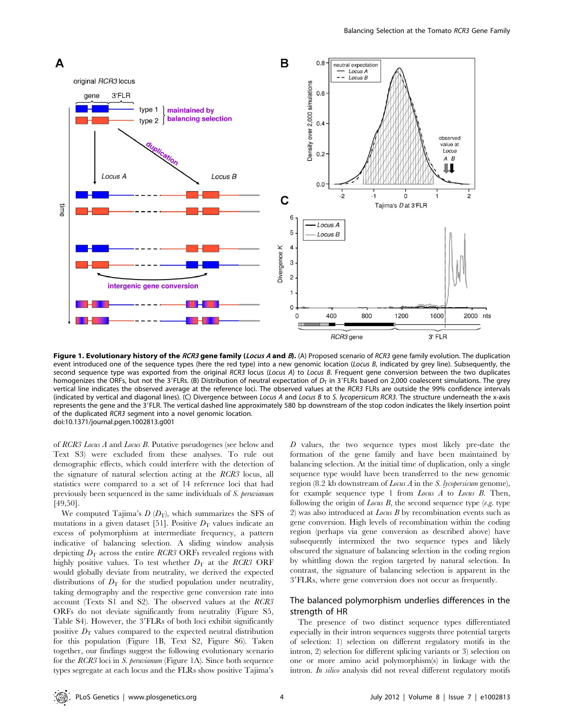**Figure 1. Evolutionary history of the *RCR3* gene family (*Locus A* and *B*).** (A) Proposed scenario of *RCR3* gene family evolution. The duplication event introduced one of the sequence types (here the red type) into a new genomic location (*Locus B*, indicated by grey line). Subsequently, the second sequence type was exported from the original *RCR3* locus (*Locus A*) to *Locus B*. Frequent gene conversion between the two duplicates homogenizes the ORFs, but not the 3′FLRs. (B) Distribution of neutral expectation of $D_T$ in 3′FLRs based on 2,000 coalescent simulations. The grey vertical line indicates the observed average at the reference loci. The observed values at the *RCR3* FLRs are outside the 99% confidence intervals (indicated by vertical and diagonal lines). (C) Divergence between *Locus A* and *Locus B* to *S. lycopersicum RCR3*. The structure underneath the x-axis represents the gene and the 3′FLR. The vertical dashed line approximately 580 bp downstream of the stop codon indicates the likely insertion point of the duplicated *RCR3* segment into a novel genomic location.
doi:10.1371/journal.pgen.1002813.g001

of *RCR3 Locus A* and *Locus B*. Putative pseudogenes (see below and Text S3) were excluded from these analyses. To rule out demographic effects, which could interfere with the detection of the signature of natural selection acting at the *RCR3* locus, all statistics were compared to a set of 14 reference loci that had previously been sequenced in the same individuals of *S. peruvianum* [49,50].

We computed Tajima's *D* ($D_T$), which summarizes the SFS of mutations in a given dataset [51]. Positive $D_T$ values indicate an excess of polymorphism at intermediate frequency, a pattern indicative of balancing selection. A sliding window analysis depicting $D_T$ across the entire *RCR3* ORFs revealed regions with highly positive values. To test whether $D_T$ at the *RCR3* ORF would globally deviate from neutrality, we derived the expected distributions of $D_T$ for the studied population under neutrality, taking demography and the respective gene conversion rate into account (Texts S1 and S2). The observed values at the *RCR3* ORFs do not deviate significantly from neutrality (Figure S5, Table S4). However, the 3′FLRs of both loci exhibit significantly positive $D_T$ values compared to the expected neutral distribution for this population (Figure 1B, Text S2, Figure S6). Taken together, our findings suggest the following evolutionary scenario for the *RCR3* loci in *S. peruvianum* (Figure 1A). Since both sequence types segregate at each locus and the FLRs show positive Tajima's *D* values, the two sequence types most likely pre-date the formation of the gene family and have been maintained by balancing selection. At the initial time of duplication, only a single sequence type would have been transferred to the new genomic region (8.2 kb downstream of *Locus A* in the *S. lycopersicum* genome), for example sequence type 1 from *Locus A* to *Locus B*. Then, following the origin of *Locus B*, the second sequence type (*e.g.* type 2) was also introduced at *Locus B* by recombination events such as gene conversion. High levels of recombination within the coding region (perhaps via gene conversion as described above) have subsequently intermixed the two sequence types and likely obscured the signature of balancing selection in the coding region by whittling down the region targeted by natural selection. In contrast, the signature of balancing selection is apparent in the 3′FLRs, where gene conversion does not occur as frequently.

## The balanced polymorphism underlies differences in the strength of HR

The presence of two distinct sequence types differentiated especially in their intron sequences suggests three potential targets of selection: 1) selection on different regulatory motifs in the intron, 2) selection for different splicing variants or 3) selection on one or more amino acid polymorphism(s) in linkage with the intron. *In silico* analysis did not reveal different regulatory motifs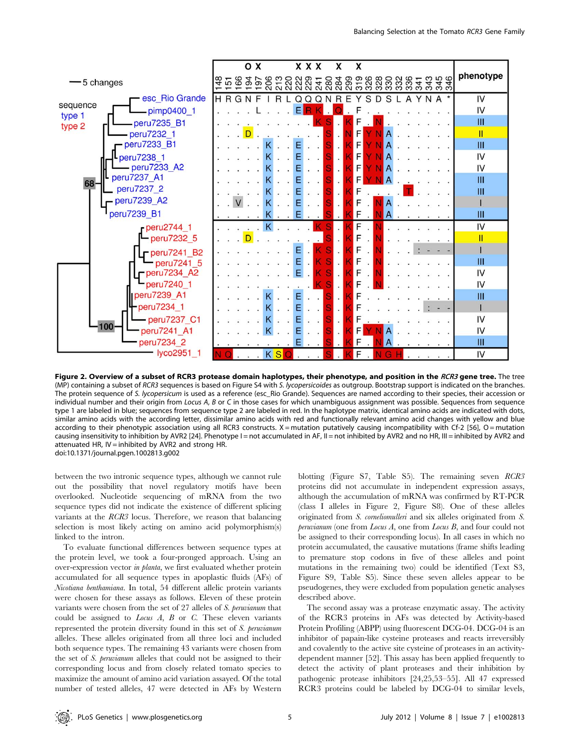**Figure 2. Overview of a subset of RCR3 protease domain haplotypes, their phenotype, and position in the *RCR3* gene tree.** The tree (MP) containing a subset of *RCR3* sequences is based on Figure S4 with *S. lycopersicoides* as outgroup. Bootstrap support is indicated on the branches. The protein sequence of *S. lycopersicum* is used as a reference (esc_Rio Grande). Sequences are named according to their species, their accession or individual number and their origin from *Locus A*, *B* or *C* in those cases for which unambiguous assignment was possible. Sequences from sequence type 1 are labeled in blue; sequences from sequence type 2 are labeled in red. In the haplotype matrix, identical amino acids are indicated with dots, similar amino acids with the according letter, dissimilar amino acids with red and functionally relevant amino acid changes with yellow and blue according to their phenotypic association using all RCR3 constructs. X = mutation putatively causing incompatibility with Cf-2 [56], O = mutation causing insensitivity to inhibition by AVR2 [24]. Phenotype I = not accumulated in AF, II = not inhibited by AVR2 and no HR, III = inhibited by AVR2 and attenuated HR, IV = inhibited by AVR2 and strong HR.
doi:10.1371/journal.pgen.1002813.g002

between the two intronic sequence types, although we cannot rule out the possibility that novel regulatory motifs have been overlooked. Nucleotide sequencing of mRNA from the two sequence types did not indicate the existence of different splicing variants at the *RCR3* locus. Therefore, we reason that balancing selection is most likely acting on amino acid polymorphism(s) linked to the intron.

To evaluate functional differences between sequence types at the protein level, we took a four-pronged approach. Using an over-expression vector *in planta*, we first evaluated whether protein accumulated for all sequence types in apoplastic fluids (AFs) of *Nicotiana benthamiana*. In total, 54 different allelic protein variants were chosen for these assays as follows. Eleven of these protein variants were chosen from the set of 27 alleles of *S. peruvianum* that could be assigned to *Locus A*, *B* or *C*. These eleven variants represented the protein diversity found in this set of *S. peruvianum* alleles. These alleles originated from all three loci and included both sequence types. The remaining 43 variants were chosen from the set of *S. peruvianum* alleles that could not be assigned to their corresponding locus and from closely related tomato species to maximize the amount of amino acid variation assayed. Of the total number of tested alleles, 47 were detected in AFs by Western blotting (Figure S7, Table S5). The remaining seven *RCR3* proteins did not accumulate in independent expression assays, although the accumulation of mRNA was confirmed by RT-PCR (class I alleles in Figure 2, Figure S8). One of these alleles originated from *S. corneliomulleri* and six alleles originated from *S. peruvianum* (one from *Locus A*, one from *Locus B*, and four could not be assigned to their corresponding locus). In all cases in which no protein accumulated, the causative mutations (frame shifts leading to premature stop codons in five of these alleles and point mutations in the remaining two) could be identified (Text S3, Figure S9, Table S5). Since these seven alleles appear to be pseudogenes, they were excluded from population genetic analyses described above.

The second assay was a protease enzymatic assay. The activity of the RCR3 proteins in AFs was detected by Activity-based Protein Profiling (ABPP) using fluorescent DCG-04. DCG-04 is an inhibitor of papain-like cysteine proteases and reacts irreversibly and covalently to the active site cysteine of proteases in an activity-dependent manner [52]. This assay has been applied frequently to detect the activity of plant proteases and their inhibition by pathogenic protease inhibitors [24,25,53–55]. All 47 expressed RCR3 proteins could be labeled by DCG-04 to similar levels,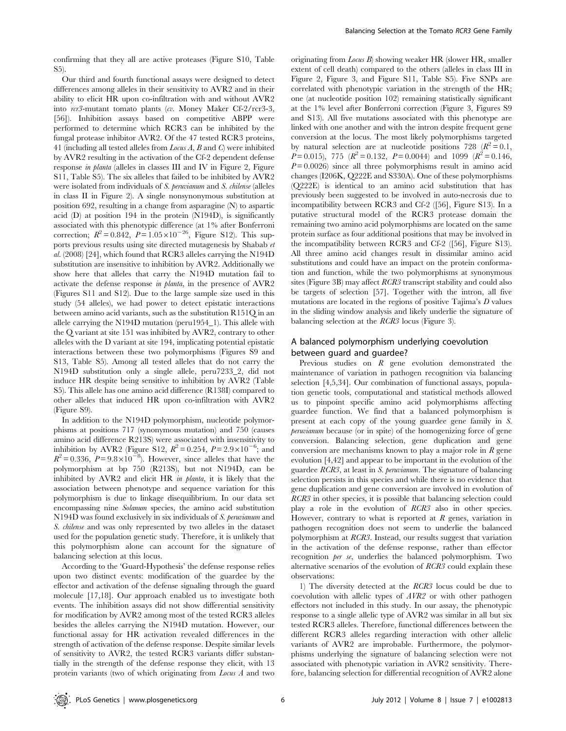confirming that they all are active proteases (Figure S10, Table S5).

Our third and fourth functional assays were designed to detect differences among alleles in their sensitivity to AVR2 and in their ability to elicit HR upon co-infiltration with and without AVR2 into *rcr3*-mutant tomato plants (*cv.* Money Maker Cf-2/rcr3-3, [56]). Inhibition assays based on competitive ABPP were performed to determine which RCR3 can be inhibited by the fungal protease inhibitor AVR2. Of the 47 tested RCR3 proteins, 41 (including all tested alleles from *Locus A*, *B* and *C*) were inhibited by AVR2 resulting in the activation of the Cf-2 dependent defense response *in planta* (alleles in classes III and IV in Figure 2, Figure S11, Table S5). The six alleles that failed to be inhibited by AVR2 were isolated from individuals of *S. peruvianum* and *S. chilense* (alleles in class II in Figure 2). A single nonsynonymous substitution at position 692, resulting in a change from asparagine (N) to aspartic acid (D) at position 194 in the protein (N194D), is significantly associated with this phenotypic difference (at 1% after Bonferroni correction; $R^2 = 0.842$, $P = 1.05 \times 10^{-26}$, Figure S12). This supports previous results using site directed mutagenesis by Shabab *et al.* (2008) [24], which found that RCR3 alleles carrying the N194D substitution are insensitive to inhibition by AVR2. Additionally we show here that alleles that carry the N194D mutation fail to activate the defense response *in planta*, in the presence of AVR2 (Figures S11 and S12). Due to the large sample size used in this study (54 alleles), we had power to detect epistatic interactions between amino acid variants, such as the substitution R151Q in an allele carrying the N194D mutation (peru1954_1). This allele with the Q variant at site 151 was inhibited by AVR2, contrary to other alleles with the D variant at site 194, implicating potential epistatic interactions between these two polymorphisms (Figures S9 and S13, Table S5). Among all tested alleles that do not carry the N194D substitution only a single allele, peru7233_2, did not induce HR despite being sensitive to inhibition by AVR2 (Table S5). This allele has one amino acid difference (R138I) compared to other alleles that induced HR upon co-infiltration with AVR2 (Figure S9).

In addition to the N194D polymorphism, nucleotide polymorphisms at positions 717 (synonymous mutation) and 750 (causes amino acid difference R213S) were associated with insensitivity to inhibition by AVR2 (Figure S12, $R^2 = 0.254$, $P = 2.9 \times 10^{-6}$; and $R^2 = 0.336$, $P = 9.8 \times 10^{-8}$). However, since alleles that have the polymorphism at bp 750 (R213S), but not N194D, can be inhibited by AVR2 and elicit HR *in planta*, it is likely that the association between phenotype and sequence variation for this polymorphism is due to linkage disequilibrium. In our data set encompassing nine *Solanum* species, the amino acid substitution N194D was found exclusively in six individuals of *S. peruvianum* and *S. chilense* and was only represented by two alleles in the dataset used for the population genetic study. Therefore, it is unlikely that this polymorphism alone can account for the signature of balancing selection at this locus.

According to the 'Guard-Hypothesis' the defense response relies upon two distinct events: modification of the guardee by the effector and activation of the defense signaling through the guard molecule [17,18]. Our approach enabled us to investigate both events. The inhibition assays did not show differential sensitivity for modification by AVR2 among most of the tested RCR3 alleles besides the alleles carrying the N194D mutation. However, our functional assay for HR activation revealed differences in the strength of activation of the defense response. Despite similar levels of sensitivity to AVR2, the tested RCR3 variants differ substantially in the strength of the defense response they elicit, with 13 protein variants (two of which originating from *Locus A* and two originating from *Locus B*) showing weaker HR (slower HR, smaller extent of cell death) compared to the others (alleles in class III in Figure 2, Figure 3, and Figure S11, Table S5). Five SNPs are correlated with phenotypic variation in the strength of the HR; one (at nucleotide position 102) remaining statistically significant at the 1% level after Bonferroni correction (Figure 3, Figures S9 and S13). All five mutations associated with this phenotype are linked with one another and with the intron despite frequent gene conversion at the locus. The most likely polymorphisms targeted by natural selection are at nucleotide positions 728 ($R^2 = 0.1$, $P = 0.015$), 775 ($R^2 = 0.132$, $P = 0.0044$) and 1099 ($R^2 = 0.146$, $P = 0.0026$) since all three polymorphisms result in amino acid changes (I206K, Q222E and S330A). One of these polymorphisms (Q222E) is identical to an amino acid substitution that has previously been suggested to be involved in auto-necrosis due to incompatibility between RCR3 and Cf-2 ([56], Figure S13). In a putative structural model of the RCR3 protease domain the remaining two amino acid polymorphisms are located on the same protein surface as four additional positions that may be involved in the incompatibility between RCR3 and Cf-2 ([56], Figure S13). All three amino acid changes result in dissimilar amino acid substitutions and could have an impact on the protein conformation and function, while the two polymorphisms at synonymous sites (Figure 3B) may affect *RCR3* transcript stability and could also be targets of selection [57]. Together with the intron, all five mutations are located in the regions of positive Tajima's *D* values in the sliding window analysis and likely underlie the signature of balancing selection at the *RCR3* locus (Figure 3).

## A balanced polymorphism underlying coevolution between guard and guardee?

Previous studies on *R* gene evolution demonstrated the maintenance of variation in pathogen recognition via balancing selection [4,5,34]. Our combination of functional assays, population genetic tools, computational and statistical methods allowed us to pinpoint specific amino acid polymorphisms affecting guardee function. We find that a balanced polymorphism is present at each copy of the young guardee gene family in *S. peruvianum* because (or in spite) of the homogenizing force of gene conversion. Balancing selection, gene duplication and gene conversion are mechanisms known to play a major role in *R* gene evolution [4,42] and appear to be important in the evolution of the guardee *RCR3*, at least in *S. peruvianum*. The signature of balancing selection persists in this species and while there is no evidence that gene duplication and gene conversion are involved in evolution of *RCR3* in other species, it is possible that balancing selection could play a role in the evolution of *RCR3* also in other species. However, contrary to what is reported at *R* genes, variation in pathogen recognition does not seem to underlie the balanced polymorphism at *RCR3*. Instead, our results suggest that variation in the activation of the defense response, rather than effector recognition *per se*, underlies the balanced polymorphism. Two alternative scenarios of the evolution of *RCR3* could explain these observations:

1) The diversity detected at the *RCR3* locus could be due to coevolution with allelic types of *AVR2* or with other pathogen effectors not included in this study. In our assay, the phenotypic response to a single allelic type of AVR2 was similar in all but six tested RCR3 alleles. Therefore, functional differences between the different RCR3 alleles regarding interaction with other allelic variants of AVR2 are improbable. Furthermore, the polymorphisms underlying the signature of balancing selection were not associated with phenotypic variation in AVR2 sensitivity. Therefore, balancing selection for differential recognition of AVR2 alone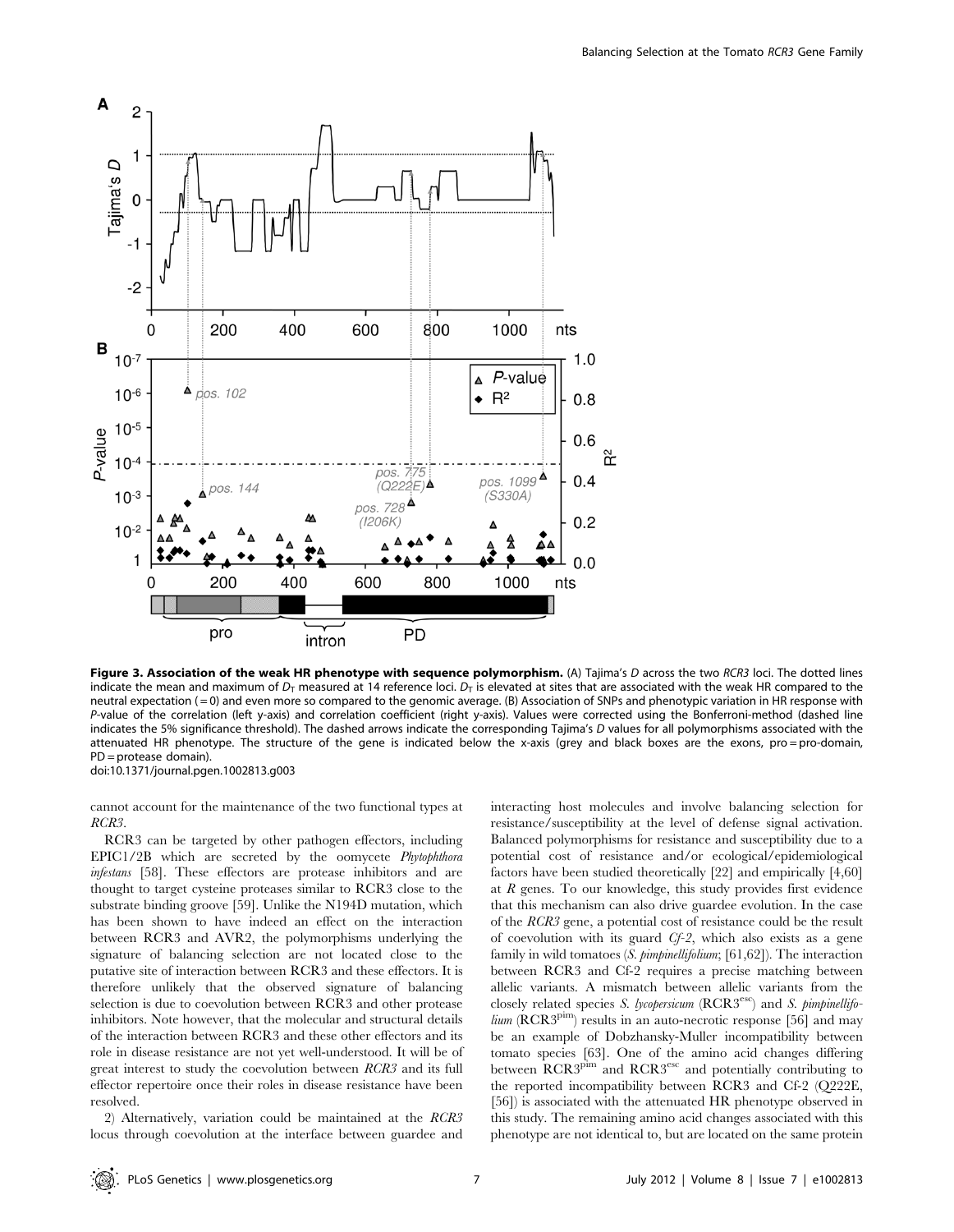**Figure 3. Association of the weak HR phenotype with sequence polymorphism.** (A) Tajima's *D* across the two *RCR3* loci. The dotted lines indicate the mean and maximum of $D_T$ measured at 14 reference loci. $D_T$ is elevated at sites that are associated with the weak HR compared to the neutral expectation (= 0) and even more so compared to the genomic average. (B) Association of SNPs and phenotypic variation in HR response with *P*-value of the correlation (left y-axis) and correlation coefficient (right y-axis). Values were corrected using the Bonferroni-method (dashed line indicates the 5% significance threshold). The dashed arrows indicate the corresponding Tajima's *D* values for all polymorphisms associated with the attenuated HR phenotype. The structure of the gene is indicated below the x-axis (grey and black boxes are the exons, pro = pro-domain, PD = protease domain).
doi:10.1371/journal.pgen.1002813.g003

cannot account for the maintenance of the two functional types at *RCR3*.

RCR3 can be targeted by other pathogen effectors, including EPIC1/2B which are secreted by the oomycete *Phytophthora infestans* [58]. These effectors are protease inhibitors and are thought to target cysteine proteases similar to RCR3 close to the substrate binding groove [59]. Unlike the N194D mutation, which has been shown to have indeed an effect on the interaction between RCR3 and AVR2, the polymorphisms underlying the signature of balancing selection are not located close to the putative site of interaction between RCR3 and these effectors. It is therefore unlikely that the observed signature of balancing selection is due to coevolution between RCR3 and other protease inhibitors. Note however, that the molecular and structural details of the interaction between RCR3 and these other effectors and its role in disease resistance are not yet well-understood. It will be of great interest to study the coevolution between *RCR3* and its full effector repertoire once their roles in disease resistance have been resolved.

2) Alternatively, variation could be maintained at the *RCR3* locus through coevolution at the interface between guardee and interacting host molecules and involve balancing selection for resistance/susceptibility at the level of defense signal activation. Balanced polymorphisms for resistance and susceptibility due to a potential cost of resistance and/or ecological/epidemiological factors have been studied theoretically [22] and empirically [4,60] at *R* genes. To our knowledge, this study provides first evidence that this mechanism can also drive guardee evolution. In the case of the *RCR3* gene, a potential cost of resistance could be the result of coevolution with its guard *Cf-2*, which also exists as a gene family in wild tomatoes (*S. pimpinellifolium*; [61,62]). The interaction between RCR3 and Cf-2 requires a precise matching between allelic variants. A mismatch between allelic variants from the closely related species *S. lycopersicum* ($RCR3^{esc}$) and *S. pimpinellifolium* ($RCR3^{pim}$) results in an auto-necrotic response [56] and may be an example of Dobzhansky-Muller incompatibility between tomato species [63]. One of the amino acid changes differing between $RCR3^{pim}$ and $RCR3^{esc}$ and potentially contributing to the reported incompatibility between RCR3 and Cf-2 (Q222E, [56]) is associated with the attenuated HR phenotype observed in this study. The remaining amino acid changes associated with this phenotype are not identical to, but are located on the same protein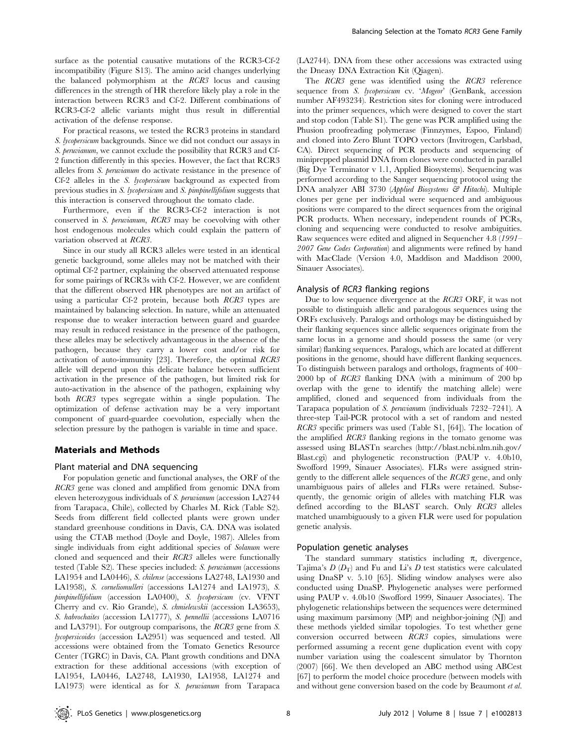surface as the potential causative mutations of the RCR3-Cf-2 incompatibility (Figure S13). The amino acid changes underlying the balanced polymorphism at the *RCR3* locus and causing differences in the strength of HR therefore likely play a role in the interaction between RCR3 and Cf-2. Different combinations of RCR3-Cf-2 allelic variants might thus result in differential activation of the defense response.

For practical reasons, we tested the RCR3 proteins in standard *S. lycopersicum* backgrounds. Since we did not conduct our assays in *S. peruvianum*, we cannot exclude the possibility that RCR3 and Cf-2 function differently in this species. However, the fact that RCR3 alleles from *S. peruvianum* do activate resistance in the presence of Cf-2 alleles in the *S. lycopersicum* background as expected from previous studies in *S. lycopersicum* and *S. pimpinellifolium* suggests that this interaction is conserved throughout the tomato clade.

Furthermore, even if the RCR3-Cf-2 interaction is not conserved in *S. peruvianum*, *RCR3* may be coevolving with other host endogenous molecules which could explain the pattern of variation observed at *RCR3*.

Since in our study all RCR3 alleles were tested in an identical genetic background, some alleles may not be matched with their optimal Cf-2 partner, explaining the observed attenuated response for some pairings of RCR3s with Cf-2. However, we are confident that the different observed HR phenotypes are not an artifact of using a particular Cf-2 protein, because both *RCR3* types are maintained by balancing selection. In nature, while an attenuated response due to weaker interaction between guard and guardee may result in reduced resistance in the presence of the pathogen, these alleles may be selectively advantageous in the absence of the pathogen, because they carry a lower cost and/or risk for activation of auto-immunity [23]. Therefore, the optimal *RCR3* allele will depend upon this delicate balance between sufficient activation in the presence of the pathogen, but limited risk for auto-activation in the absence of the pathogen, explaining why both *RCR3* types segregate within a single population. The optimization of defense activation may be a very important component of guard-guardee coevolution, especially when the selection pressure by the pathogen is variable in time and space.

## Materials and Methods

### Plant material and DNA sequencing

For population genetic and functional analyses, the ORF of the *RCR3* gene was cloned and amplified from genomic DNA from eleven heterozygous individuals of *S. peruvianum* (accession LA2744 from Tarapaca, Chile), collected by Charles M. Rick (Table S2). Seeds from different field collected plants were grown under standard greenhouse conditions in Davis, CA. DNA was isolated using the CTAB method (Doyle and Doyle, 1987). Alleles from single individuals from eight additional species of *Solanum* were cloned and sequenced and their *RCR3* alleles were functionally tested (Table S2). These species included: *S. peruvianum* (accessions LA1954 and LA0446), *S. chilense* (accessions LA2748, LA1930 and LA1958), *S. corneliomulleri* (accessions LA1274 and LA1973), *S. pimpinellifolium* (accession LA0400), *S. lycopersicum* (cv. VFNT Cherry and cv. Rio Grande), *S. chmielewskii* (accession LA3653), *S. habrochaites* (accession LA1777), *S. pennellii* (accessions LA0716 and LA3791). For outgroup comparisons, the *RCR3* gene from *S. lycopersicoides* (accession LA2951) was sequenced and tested. All accessions were obtained from the Tomato Genetics Resource Center (TGRC) in Davis, CA. Plant growth conditions and DNA extraction for these additional accessions (with exception of LA1954, LA0446, LA2748, LA1930, LA1958, LA1274 and LA1973) were identical as for *S. peruvianum* from Tarapaca (LA2744). DNA from these other accessions was extracted using the Dneasy DNA Extraction Kit (Qiagen).

The *RCR3* gene was identified using the *RCR3* reference sequence from *S. lycopersicum* cv. '*Mogeor*' (GenBank, accession number AF493234). Restriction sites for cloning were introduced into the primer sequences, which were designed to cover the start and stop codon (Table S1). The gene was PCR amplified using the Phusion proofreading polymerase (Finnzymes, Espoo, Finland) and cloned into Zero Blunt TOPO vectors (Invitrogen, Carlsbad, CA). Direct sequencing of PCR products and sequencing of minipreпped plasmid DNA from clones were conducted in parallel (Big Dye Terminator v 1.1, Applied Biosystems). Sequencing was performed according to the Sanger sequencing protocol using the DNA analyzer ABI 3730 (*Applied Biosystems & Hitachi*). Multiple clones per gene per individual were sequenced and ambiguous positions were compared to the direct sequences from the original PCR products. When necessary, independent rounds of PCRs, cloning and sequencing were conducted to resolve ambiguities. Raw sequences were edited and aligned in Sequencher 4.8 (*1991–2007 Gene Codes Corporation*) and alignments were refined by hand with MacClade (Version 4.0, Maddison and Maddison 2000, Sinauer Associates).

### Analysis of *RCR3* flanking regions

Due to low sequence divergence at the *RCR3* ORF, it was not possible to distinguish allelic and paralogous sequences using the ORFs exclusively. Paralogs and orthologs may be distinguished by their flanking sequences since allelic sequences originate from the same locus in a genome and should possess the same (or very similar) flanking sequences. Paralogs, which are located at different positions in the genome, should have different flanking sequences. To distinguish between paralogs and orthologs, fragments of 400–2000 bp of *RCR3* flanking DNA (with a minimum of 200 bp overlap with the gene to identify the matching allele) were amplified, cloned and sequenced from individuals from the Tarapaca population of *S. peruvianum* (individuals 7232–7241). A three-step Tail-PCR protocol with a set of random and nested *RCR3* specific primers was used (Table S1, [64]). The location of the amplified *RCR3* flanking regions in the tomato genome was assessed using BLASTn searches (http://blast.ncbi.nlm.nih.gov/Blast.cgi) and phylogenetic reconstruction (PAUP v. 4.0b10, Swofford 1999, Sinauer Associates). FLRs were assigned stringently to the different allele sequences of the *RCR3* gene, and only unambiguous pairs of alleles and FLRs were retained. Subsequently, the genomic origin of alleles with matching FLR was defined according to the BLAST search. Only *RCR3* alleles matched unambiguously to a given FLR were used for population genetic analysis.

### Population genetic analyses

The standard summary statistics including $\pi$, divergence, Tajima's $D$ ($D_T$) and Fu and Li's $D$ test statistics were calculated using DnaSP v. 5.10 [65]. Sliding window analyses were also conducted using DnaSP. Phylogenetic analyses were performed using PAUP v. 4.0b10 (Swofford 1999, Sinauer Associates). The phylogenetic relationships between the sequences were determined using maximum parsimony (MP) and neighbor-joining (NJ) and these methods yielded similar topologies. To test whether gene conversion occurred between *RCR3* copies, simulations were performed assuming a recent gene duplication event with copy number variation using the coalescent simulator by Thornton (2007) [66]. We then developed an ABC method using ABCest [67] to perform the model choice procedure (between models with and without gene conversion based on the code by Beaumont *et al.*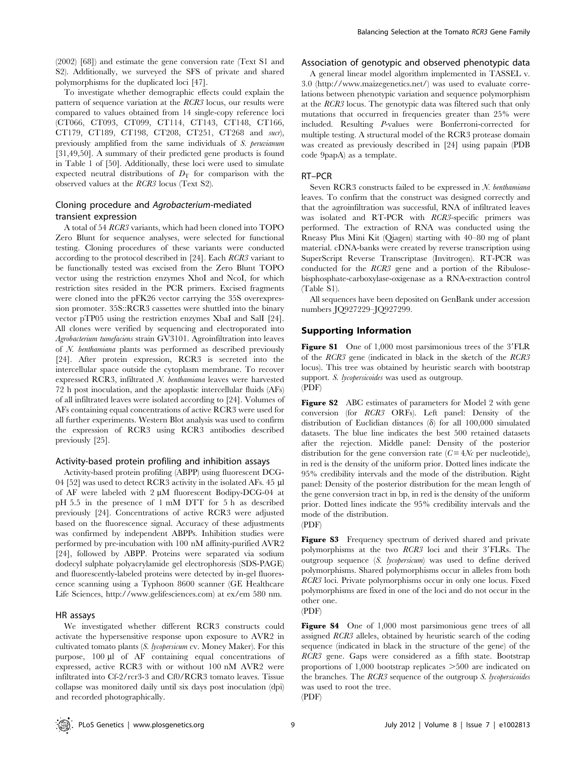(2002) [68]) and estimate the gene conversion rate (Text S1 and S2). Additionally, we surveyed the SFS of private and shared polymorphisms for the duplicated loci [47].

To investigate whether demographic effects could explain the pattern of sequence variation at the *RCR3* locus, our results were compared to values obtained from 14 single-copy reference loci (CT066, CT093, CT099, CT114, CT143, CT148, CT166, CT179, CT189, CT198, CT208, CT251, CT268 and *sucr*), previously amplified from the same individuals of *S. peruvianum* [31,49,50]. A summary of their predicted gene products is found in Table 1 of [50]. Additionally, these loci were used to simulate expected neutral distributions of $D_T$ for comparison with the observed values at the *RCR3* locus (Text S2).

### Cloning procedure and *Agrobacterium*-mediated transient expression

A total of 54 *RCR3* variants, which had been cloned into TOPO Zero Blunt for sequence analyses, were selected for functional testing. Cloning procedures of these variants were conducted according to the protocol described in [24]. Each *RCR3* variant to be functionally tested was excised from the Zero Blunt TOPO vector using the restriction enzymes XhoI and NcoI, for which restriction sites resided in the PCR primers. Excised fragments were cloned into the pFK26 vector carrying the 35S overexpression promoter. 35S::RCR3 cassettes were shuttled into the binary vector pTP05 using the restriction enzymes XbaI and SalI [24]. All clones were verified by sequencing and electroporated into *Agrobacterium tumefaciens* strain GV3101. Agroinfiltration into leaves of *N. benthamiana* plants was performed as described previously [24]. After protein expression, RCR3 is secreted into the intercellular space outside the cytoplasm membrane. To recover expressed RCR3, infiltrated *N. benthamiana* leaves were harvested 72 h post inoculation, and the apoplastic intercellular fluids (AFs) of all infiltrated leaves were isolated according to [24]. Volumes of AFs containing equal concentrations of active RCR3 were used for all further experiments. Western Blot analysis was used to confirm the expression of RCR3 using RCR3 antibodies described previously [25].

### Activity-based protein profiling and inhibition assays

Activity-based protein profiling (ABPP) using fluorescent DCG-04 [52] was used to detect RCR3 activity in the isolated AFs. 45 µl of AF were labeled with 2 µM fluorescent Bodipy-DCG-04 at pH 5.5 in the presence of 1 mM DTT for 5 h as described previously [24]. Concentrations of active RCR3 were adjusted based on the fluorescence signal. Accuracy of these adjustments was confirmed by independent ABPPs. Inhibition studies were performed by pre-incubation with 100 nM affinity-purified AVR2 [24], followed by ABPP. Proteins were separated via sodium dodecyl sulphate polyacrylamide gel electrophoresis (SDS-PAGE) and fluorescently-labeled proteins were detected by in-gel fluorescence scanning using a Typhoon 8600 scanner (GE Healthcare Life Sciences, http://www.gelifesciences.com) at ex/em 580 nm.

### HR assays

We investigated whether different RCR3 constructs could activate the hypersensitive response upon exposure to AVR2 in cultivated tomato plants (*S. lycopersicum* cv. Money Maker). For this purpose, 100 µl of AF containing equal concentrations of expressed, active RCR3 with or without 100 nM AVR2 were infiltrated into Cf-2/rcr3-3 and Cf0/RCR3 tomato leaves. Tissue collapse was monitored daily until six days post inoculation (dpi) and recorded photographically.

### Association of genotypic and observed phenotypic data

A general linear model algorithm implemented in TASSEL v. 3.0 (http://www.maizegenetics.net/) was used to evaluate correlations between phenotypic variation and sequence polymorphism at the *RCR3* locus. The genotypic data was filtered such that only mutations that occurred in frequencies greater than 25% were included. Resulting *P*-values were Bonferroni-corrected for multiple testing. A structural model of the RCR3 protease domain was created as previously described in [24] using papain (PDB code 9papA) as a template.

### RT–PCR

Seven RCR3 constructs failed to be expressed in *N. benthamiana* leaves. To confirm that the construct was designed correctly and that the agroinfiltration was successful, RNA of infiltrated leaves was isolated and RT-PCR with *RCR3*-specific primers was performed. The extraction of RNA was conducted using the Rneasy Plus Mini Kit (Qiagen) starting with 40–80 mg of plant material. cDNA-banks were created by reverse transcription using SuperScript Reverse Transcriptase (Invitrogen). RT-PCR was conducted for the *RCR3* gene and a portion of the Ribulose-bisphosphate-carboxylase-oxigenase as a RNA-extraction control (Table S1).

All sequences have been deposited on GenBank under accession numbers JQ927229–JQ927299.

## Supporting Information

**Figure S1** One of 1,000 most parsimonious trees of the 3′FLR of the *RCR3* gene (indicated in black in the sketch of the *RCR3* locus). This tree was obtained by heuristic search with bootstrap support. *S. lycopersicoides* was used as outgroup.
(PDF)

**Figure S2** ABC estimates of parameters for Model 2 with gene conversion (for *RCR3* ORFs). Left panel: Density of the distribution of Euclidian distances (δ) for all 100,000 simulated datasets. The blue line indicates the best 500 retained datasets after the rejection. Middle panel: Density of the posterior distribution for the gene conversion rate ($C = 4Nc$ per nucleotide), in red is the density of the uniform prior. Dotted lines indicate the 95% credibility intervals and the mode of the distribution. Right panel: Density of the posterior distribution for the mean length of the gene conversion tract in bp, in red is the density of the uniform prior. Dotted lines indicate the 95% credibility intervals and the mode of the distribution.
(PDF)

**Figure S3** Frequency spectrum of derived shared and private polymorphisms at the two *RCR3* loci and their 3′FLRs. The outgroup sequence (*S. lycopersicum*) was used to define derived polymorphisms. Shared polymorphisms occur in alleles from both *RCR3* loci. Private polymorphisms occur in only one locus. Fixed polymorphisms are fixed in one of the loci and do not occur in the other one.
(PDF)

**Figure S4** One of 1,000 most parsimonious gene trees of all assigned *RCR3* alleles, obtained by heuristic search of the coding sequence (indicated in black in the structure of the gene) of the *RCR3* gene. Gaps were considered as a fifth state. Bootstrap proportions of 1,000 bootstrap replicates >500 are indicated on the branches. The *RCR3* sequence of the outgroup *S. lycopersicoides* was used to root the tree.
(PDF)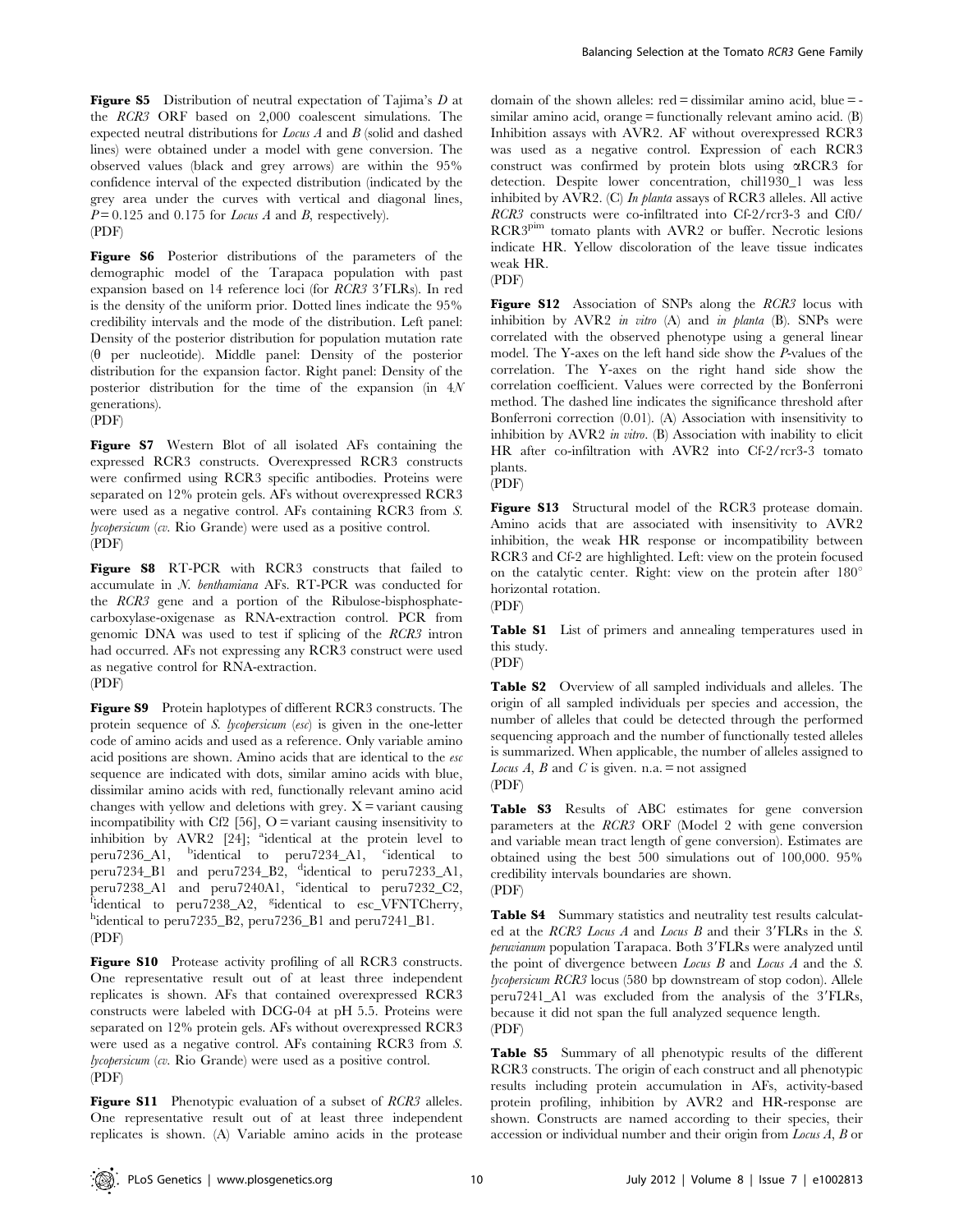**Figure S5** Distribution of neutral expectation of Tajima's $D$ at the *RCR3* ORF based on 2,000 coalescent simulations. The expected neutral distributions for *Locus A* and *B* (solid and dashed lines) were obtained under a model with gene conversion. The observed values (black and grey arrows) are within the 95% confidence interval of the expected distribution (indicated by the grey area under the curves with vertical and diagonal lines, $P = 0.125$ and 0.175 for *Locus A* and *B*, respectively).
(PDF)

**Figure S6** Posterior distributions of the parameters of the demographic model of the Tarapaca population with past expansion based on 14 reference loci (for *RCR3* 3′FLRs). In red is the density of the uniform prior. Dotted lines indicate the 95% credibility intervals and the mode of the distribution. Left panel: Density of the posterior distribution for population mutation rate ($\theta$ per nucleotide). Middle panel: Density of the posterior distribution for the expansion factor. Right panel: Density of the posterior distribution for the time of the expansion (in $4N$ generations).
(PDF)

**Figure S7** Western Blot of all isolated AFs containing the expressed RCR3 constructs. Overexpressed RCR3 constructs were confirmed using RCR3 specific antibodies. Proteins were separated on 12% protein gels. AFs without overexpressed RCR3 were used as a negative control. AFs containing RCR3 from *S. lycopersicum* (*cv.* Rio Grande) were used as a positive control.
(PDF)

**Figure S8** RT-PCR with RCR3 constructs that failed to accumulate in *N. benthamiana* AFs. RT-PCR was conducted for the *RCR3* gene and a portion of the Ribulose-bisphosphate-carboxylase-oxigenase as RNA-extraction control. PCR from genomic DNA was used to test if splicing of the *RCR3* intron had occurred. AFs not expressing any RCR3 construct were used as negative control for RNA-extraction.
(PDF)

**Figure S9** Protein haplotypes of different RCR3 constructs. The protein sequence of *S. lycopersicum* (*esc*) is given in the one-letter code of amino acids and used as a reference. Only variable amino acid positions are shown. Amino acids that are identical to the *esc* sequence are indicated with dots, similar amino acids with blue, dissimilar amino acids with red, functionally relevant amino acid changes with yellow and deletions with grey. X = variant causing incompatibility with Cf2 [56], O = variant causing insensitivity to inhibition by AVR2 [24]; [a]identical at the protein level to peru7236_A1, [b]identical to peru7234_A1, [c]identical to peru7234_B1 and peru7234_B2, [d]identical to peru7233_A1, peru7238_A1 and peru7240A1, [e]identical to peru7232_C2, [f]identical to peru7238_A2, [g]identical to esc_VFNTCherry, [h]identical to peru7235_B2, peru7236_B1 and peru7241_B1.
(PDF)

**Figure S10** Protease activity profiling of all RCR3 constructs. One representative result out of at least three independent replicates is shown. AFs that contained overexpressed RCR3 constructs were labeled with DCG-04 at pH 5.5. Proteins were separated on 12% protein gels. AFs without overexpressed RCR3 were used as a negative control. AFs containing RCR3 from *S. lycopersicum* (*cv.* Rio Grande) were used as a positive control.
(PDF)

**Figure S11** Phenotypic evaluation of a subset of *RCR3* alleles. One representative result out of at least three independent replicates is shown. (A) Variable amino acids in the protease domain of the shown alleles: red = dissimilar amino acid, blue = similar amino acid, orange = functionally relevant amino acid. (B) Inhibition assays with AVR2. AF without overexpressed RCR3 was used as a negative control. Expression of each RCR3 construct was confirmed by protein blots using αRCR3 for detection. Despite lower concentration, chil1930_1 was less inhibited by AVR2. (C) *In planta* assays of RCR3 alleles. All active *RCR3* constructs were co-infiltrated into Cf-2/rcr3-3 and Cf0/RCR3[pim] tomato plants with AVR2 or buffer. Necrotic lesions indicate HR. Yellow discoloration of the leave tissue indicates weak HR.
(PDF)

**Figure S12** Association of SNPs along the *RCR3* locus with inhibition by AVR2 *in vitro* (A) and *in planta* (B). SNPs were correlated with the observed phenotype using a general linear model. The Y-axes on the left hand side show the $P$-values of the correlation. The Y-axes on the right hand side show the correlation coefficient. Values were corrected by the Bonferroni method. The dashed line indicates the significance threshold after Bonferroni correction (0.01). (A) Association with insensitivity to inhibition by AVR2 *in vitro*. (B) Association with inability to elicit HR after co-infiltration with AVR2 into Cf-2/rcr3-3 tomato plants.
(PDF)

**Figure S13** Structural model of the RCR3 protease domain. Amino acids that are associated with insensitivity to AVR2 inhibition, the weak HR response or incompatibility between RCR3 and Cf-2 are highlighted. Left: view on the protein focused on the catalytic center. Right: view on the protein after 180° horizontal rotation.
(PDF)

**Table S1** List of primers and annealing temperatures used in this study.
(PDF)

**Table S2** Overview of all sampled individuals and alleles. The origin of all sampled individuals per species and accession, the number of alleles that could be detected through the performed sequencing approach and the number of functionally tested alleles is summarized. When applicable, the number of alleles assigned to *Locus A*, *B* and *C* is given. n.a. = not assigned
(PDF)

**Table S3** Results of ABC estimates for gene conversion parameters at the *RCR3* ORF (Model 2 with gene conversion and variable mean tract length of gene conversion). Estimates are obtained using the best 500 simulations out of 100,000. 95% credibility intervals boundaries are shown.
(PDF)

**Table S4** Summary statistics and neutrality test results calculated at the *RCR3 Locus A* and *Locus B* and their 3′FLRs in the *S. peruvianum* population Tarapaca. Both 3′FLRs were analyzed until the point of divergence between *Locus B* and *Locus A* and the *S. lycopersicum RCR3* locus (580 bp downstream of stop codon). Allele peru7241_A1 was excluded from the analysis of the 3′FLRs, because it did not span the full analyzed sequence length.
(PDF)

**Table S5** Summary of all phenotypic results of the different RCR3 constructs. The origin of each construct and all phenotypic results including protein accumulation in AFs, activity-based protein profiling, inhibition by AVR2 and HR-response are shown. Constructs are named according to their species, their accession or individual number and their origin from *Locus A*, *B* or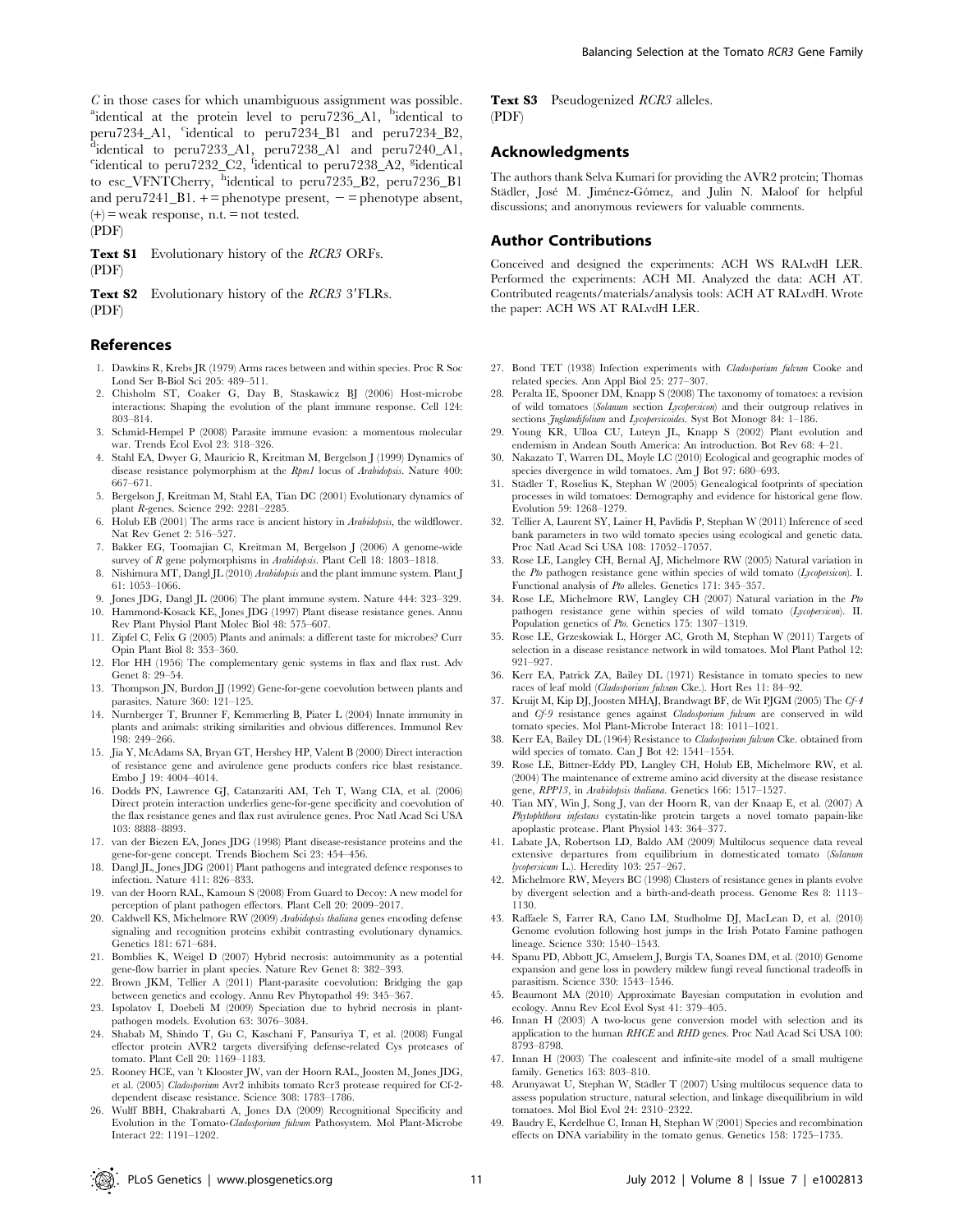*C* in those cases for which unambiguous assignment was possible. [a]identical at the protein level to peru7236_A1, [b]identical to peru7234_A1, [c]identical to peru7234_B1 and peru7234_B2, [d]identical to peru7233_A1, peru7238_A1 and peru7240_A1, [e]identical to peru7232_C2, [f]identical to peru7238_A2, [g]identical to esc_VFNTCherry, [h]identical to peru7235_B2, peru7236_B1 and peru7241_B1. + = phenotype present, − = phenotype absent, (+) = weak response, n.t. = not tested.
(PDF)

**Text S1** Evolutionary history of the *RCR3* ORFs.
(PDF)

**Text S2** Evolutionary history of the *RCR3* 3′FLRs.
(PDF)

**Text S3** Pseudogenized *RCR3* alleles.
(PDF)

## Acknowledgments

The authors thank Selva Kumari for providing the AVR2 protein; Thomas Städler, José M. Jiménez-Gómez, and Julin N. Maloof for helpful discussions; and anonymous reviewers for valuable comments.

## Author Contributions

Conceived and designed the experiments: ACH WS RALvdH LER. Performed the experiments: ACH MI. Analyzed the data: ACH AT. Contributed reagents/materials/analysis tools: ACH AT RALvdH. Wrote the paper: ACH WS AT RALvdH LER.

## References

1. Dawkins R, Krebs JR (1979) Arms races between and within species. Proc R Soc Lond Ser B-Biol Sci 205: 489–511.
2. Chisholm ST, Coaker G, Day B, Staskawicz BJ (2006) Host-microbe interactions: Shaping the evolution of the plant immune response. Cell 124: 803–814.
3. Schmid-Hempel P (2008) Parasite immune evasion: a momentous molecular war. Trends Ecol Evol 23: 318–326.
4. Stahl EA, Dwyer G, Mauricio R, Kreitman M, Bergelson J (1999) Dynamics of disease resistance polymorphism at the *Rpm1* locus of *Arabidopsis*. Nature 400: 667–671.
5. Bergelson J, Kreitman M, Stahl EA, Tian DC (2001) Evolutionary dynamics of plant *R*-genes. Science 292: 2281–2285.
6. Holub EB (2001) The arms race is ancient history in *Arabidopsis*, the wildflower. Nat Rev Genet 2: 516–527.
7. Bakker EG, Toomajian C, Kreitman M, Bergelson J (2006) A genome-wide survey of *R* gene polymorphisms in *Arabidopsis*. Plant Cell 18: 1803–1818.
8. Nishimura MT, Dangl JL (2010) *Arabidopsis* and the plant immune system. Plant J 61: 1053–1066.
9. Jones JDG, Dangl JL (2006) The plant immune system. Nature 444: 323–329.
10. Hammond-Kosack KE, Jones JDG (1997) Plant disease resistance genes. Annu Rev Plant Physiol Plant Molec Biol 48: 575–607.
11. Zipfel C, Felix G (2005) Plants and animals: a different taste for microbes? Curr Opin Plant Biol 8: 353–360.
12. Flor HH (1956) The complementary genic systems in flax and flax rust. Adv Genet 8: 29–54.
13. Thompson JN, Burdon JJ (1992) Gene-for-gene coevolution between plants and parasites. Nature 360: 121–125.
14. Nurnberger T, Brunner F, Kemmerling B, Piater L (2004) Innate immunity in plants and animals: striking similarities and obvious differences. Immunol Rev 198: 249–266.
15. Jia Y, McAdams SA, Bryan GT, Hershey HP, Valent B (2000) Direct interaction of resistance gene and avirulence gene products confers rice blast resistance. Embo J 19: 4004–4014.
16. Dodds PN, Lawrence GJ, Catanzariti AM, Teh T, Wang CIA, et al. (2006) Direct protein interaction underlies gene-for-gene specificity and coevolution of the flax resistance genes and flax rust avirulence genes. Proc Natl Acad Sci USA 103: 8888–8893.
17. van der Biezen EA, Jones JDG (1998) Plant disease-resistance proteins and the gene-for-gene concept. Trends Biochem Sci 23: 454–456.
18. Dangl JL, Jones JDG (2001) Plant pathogens and integrated defence responses to infection. Nature 411: 826–833.
19. van der Hoorn RAL, Kamoun S (2008) From Guard to Decoy: A new model for perception of plant pathogen effectors. Plant Cell 20: 2009–2017.
20. Caldwell KS, Michelmore RW (2009) *Arabidopsis thaliana* genes encoding defense signaling and recognition proteins exhibit contrasting evolutionary dynamics. Genetics 181: 671–684.
21. Bomblies K, Weigel D (2007) Hybrid necrosis: autoimmunity as a potential gene-flow barrier in plant species. Nature Rev Genet 8: 382–393.
22. Brown JKM, Tellier A (2011) Plant-parasite coevolution: Bridging the gap between genetics and ecology. Annu Rev Phytopathol 49: 345–367.
23. Ispolatov I, Doebeli M (2009) Speciation due to hybrid necrosis in plant-pathogen models. Evolution 63: 3076–3084.
24. Shabab M, Shindo T, Gu C, Kaschani F, Pansuriya T, et al. (2008) Fungal effector protein AVR2 targets diversifying defense-related Cys proteases of tomato. Plant Cell 20: 1169–1183.
25. Rooney HCE, van 't Klooster JW, van der Hoorn RAL, Joosten M, Jones JDG, et al. (2005) *Cladosporium* Avr2 inhibits tomato Rcr3 protease required for Cf-2-dependent disease resistance. Science 308: 1783–1786.
26. Wulff BBH, Chakrabarti A, Jones DA (2009) Recognitional Specificity and Evolution in the Tomato-*Cladosporium fulvum* Pathosystem. Mol Plant-Microbe Interact 22: 1191–1202.
27. Bond TET (1938) Infection experiments with *Cladosporium fulvum* Cooke and related species. Ann Appl Biol 25: 277–307.
28. Peralta IE, Spooner DM, Knapp S (2008) The taxonomy of tomatoes: a revision of wild tomatoes (*Solanum* section *Lycopersicon*) and their outgroup relatives in sections *Juglandifolium* and *Lycopersicoides*. Syst Bot Monogr 84: 1–186.
29. Young KR, Ulloa CU, Luteyn JL, Knapp S (2002) Plant evolution and endemism in Andean South America: An introduction. Bot Rev 68: 4–21.
30. Nakazato T, Warren DL, Moyle LC (2010) Ecological and geographic modes of species divergence in wild tomatoes. Am J Bot 97: 680–693.
31. Städler T, Roselius K, Stephan W (2005) Genealogical footprints of speciation processes in wild tomatoes: Demography and evidence for historical gene flow. Evolution 59: 1268–1279.
32. Tellier A, Laurent SY, Lainer H, Pavlidis P, Stephan W (2011) Inference of seed bank parameters in two wild tomato species using ecological and genetic data. Proc Natl Acad Sci USA 108: 17052–17057.
33. Rose LE, Langley CH, Bernal AJ, Michelmore RW (2005) Natural variation in the *Pto* pathogen resistance gene within species of wild tomato (*Lycopersicon*). I. Functional analysis of *Pto* alleles. Genetics 171: 345–357.
34. Rose LE, Michelmore RW, Langley CH (2007) Natural variation in the *Pto* pathogen resistance gene within species of wild tomato (*Lycopersicon*). II. Population genetics of *Pto*. Genetics 175: 1307–1319.
35. Rose LE, Grzeskowiak L, Hörger AC, Groth M, Stephan W (2011) Targets of selection in a disease resistance network in wild tomatoes. Mol Plant Pathol 12: 921–927.
36. Kerr EA, Patrick ZA, Bailey DL (1971) Resistance in tomato species to new races of leaf mold (*Cladosporium fulvum* Cke.). Hort Res 11: 84–92.
37. Kruijt M, Kip DJ, Joosten MHAJ, Brandwagt BF, de Wit PJGM (2005) The *Cf-4* and *Cf-9* resistance genes against *Cladosporium fulvum* are conserved in wild tomato species. Mol Plant-Microbe Interact 18: 1011–1021.
38. Kerr EA, Bailey DL (1964) Resistance to *Cladosporium fulvum* Cke. obtained from wild species of tomato. Can J Bot 42: 1541–1554.
39. Rose LE, Bittner-Eddy PD, Langley CH, Holub EB, Michelmore RW, et al. (2004) The maintenance of extreme amino acid diversity at the disease resistance gene, *RPP13*, in *Arabidopsis thaliana*. Genetics 166: 1517–1527.
40. Tian MY, Win J, Song J, van der Hoorn R, van der Knaap E, et al. (2007) A *Phytophthora infestans* cystatin-like protein targets a novel tomato papain-like apoplastic protease. Plant Physiol 143: 364–377.
41. Labate JA, Robertson LD, Baldo AM (2009) Multilocus sequence data reveal extensive departures from equilibrium in domesticated tomato (*Solanum lycopersicum* L.). Heredity 103: 257–267.
42. Michelmore RW, Meyers BC (1998) Clusters of resistance genes in plants evolve by divergent selection and a birth-and-death process. Genome Res 8: 1113–1130.
43. Raffaele S, Farrer RA, Cano LM, Studholme DJ, MacLean D, et al. (2010) Genome evolution following host jumps in the Irish Potato Famine pathogen lineage. Science 330: 1540–1543.
44. Spanu PD, Abbott JC, Amselem J, Burgis TA, Soanes DM, et al. (2010) Genome expansion and gene loss in powdery mildew fungi reveal functional tradeoffs in parasitism. Science 330: 1543–1546.
45. Beaumont MA (2010) Approximate Bayesian computation in evolution and ecology. Annu Rev Ecol Evol Syst 41: 379–405.
46. Innan H (2003) A two-locus gene conversion model with selection and its application to the human *RHCE* and *RHD* genes. Proc Natl Acad Sci USA 100: 8793–8798.
47. Innan H (2003) The coalescent and infinite-site model of a small multigene family. Genetics 163: 803–810.
48. Arunyawat U, Stephan W, Städler T (2007) Using multilocus sequence data to assess population structure, natural selection, and linkage disequilibrium in wild tomatoes. Mol Biol Evol 24: 2310–2322.
49. Baudry E, Kerdelhue C, Innan H, Stephan W (2001) Species and recombination effects on DNA variability in the tomato genus. Genetics 158: 1725–1735.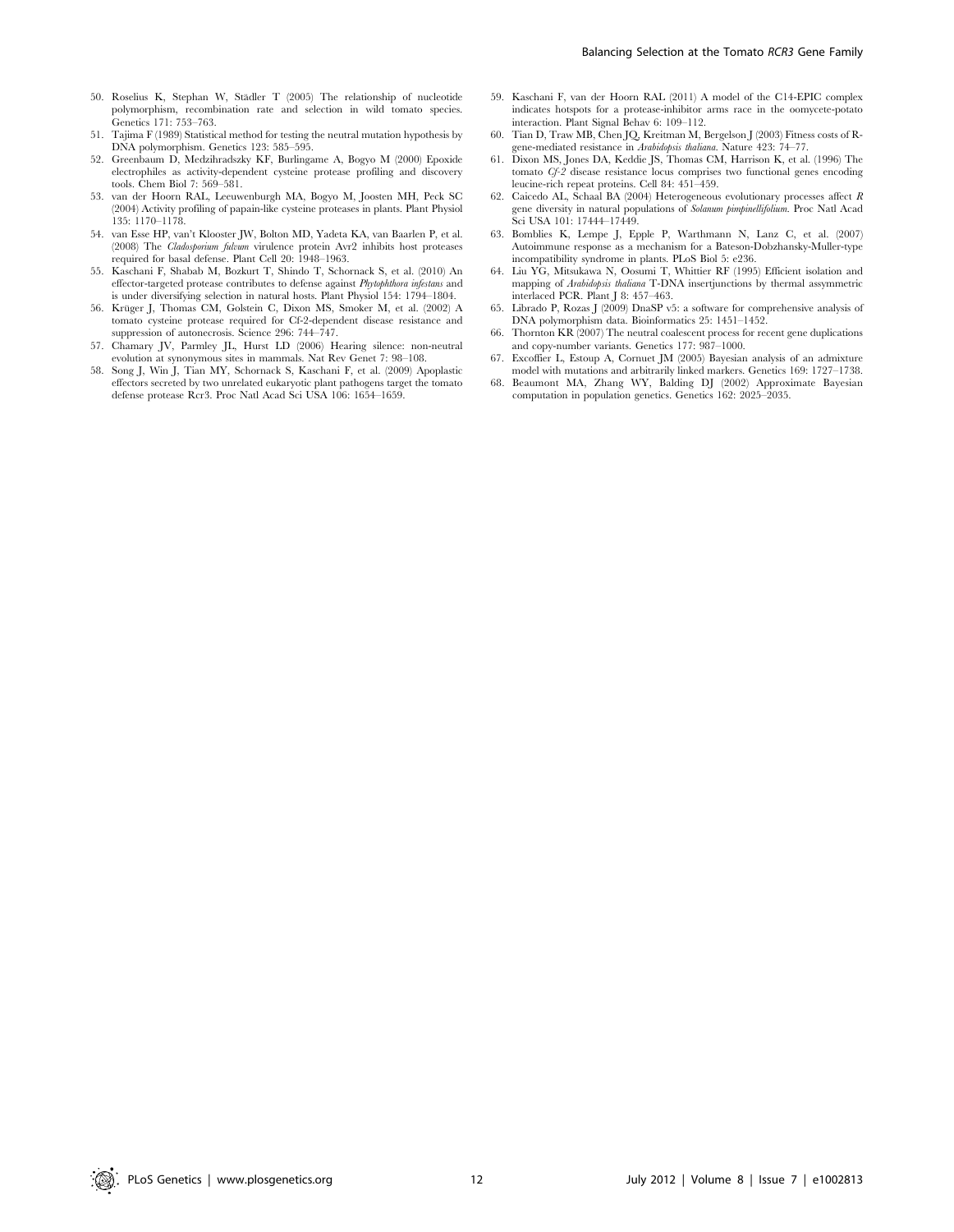50. Roselius K, Stephan W, Städler T (2005) The relationship of nucleotide polymorphism, recombination rate and selection in wild tomato species. Genetics 171: 753–763.
51. Tajima F (1989) Statistical method for testing the neutral mutation hypothesis by DNA polymorphism. Genetics 123: 585–595.
52. Greenbaum D, Medzihradszky KF, Burlingame A, Bogyo M (2000) Epoxide electrophiles as activity-dependent cysteine protease profiling and discovery tools. Chem Biol 7: 569–581.
53. van der Hoorn RAL, Leeuwenburgh MA, Bogyo M, Joosten MH, Peck SC (2004) Activity profiling of papain-like cysteine proteases in plants. Plant Physiol 135: 1170–1178.
54. van Esse HP, van't Klooster JW, Bolton MD, Yadeta KA, van Baarlen P, et al. (2008) The *Cladosporium fulvum* virulence protein Avr2 inhibits host proteases required for basal defense. Plant Cell 20: 1948–1963.
55. Kaschani F, Shabab M, Bozkurt T, Shindo T, Schornack S, et al. (2010) An effector-targeted protease contributes to defense against *Phytophthora infestans* and is under diversifying selection in natural hosts. Plant Physiol 154: 1794–1804.
56. Krüger J, Thomas CM, Golstein C, Dixon MS, Smoker M, et al. (2002) A tomato cysteine protease required for Cf-2-dependent disease resistance and suppression of autonecrosis. Science 296: 744–747.
57. Chamary JV, Parmley JL, Hurst LD (2006) Hearing silence: non-neutral evolution at synonymous sites in mammals. Nat Rev Genet 7: 98–108.
58. Song J, Win J, Tian MY, Schornack S, Kaschani F, et al. (2009) Apoplastic effectors secreted by two unrelated eukaryotic plant pathogens target the tomato defense protease Rcr3. Proc Natl Acad Sci USA 106: 1654–1659.
59. Kaschani F, van der Hoorn RAL (2011) A model of the C14-EPIC complex indicates hotspots for a protease-inhibitor arms race in the oomycete-potato interaction. Plant Signal Behav 6: 109–112.
60. Tian D, Traw MB, Chen JQ, Kreitman M, Bergelson J (2003) Fitness costs of R-gene-mediated resistance in *Arabidopsis thaliana*. Nature 423: 74–77.
61. Dixon MS, Jones DA, Keddie JS, Thomas CM, Harrison K, et al. (1996) The tomato *Cf-2* disease resistance locus comprises two functional genes encoding leucine-rich repeat proteins. Cell 84: 451–459.
62. Caicedo AL, Schaal BA (2004) Heterogeneous evolutionary processes affect *R* gene diversity in natural populations of *Solanum pimpinellifolium*. Proc Natl Acad Sci USA 101: 17444–17449.
63. Bomblies K, Lempe J, Epple P, Warthmann N, Lanz C, et al. (2007) Autoimmune response as a mechanism for a Bateson-Dobzhansky-Muller-type incompatibility syndrome in plants. PLoS Biol 5: e236.
64. Liu YG, Mitsukawa N, Oosumi T, Whittier RF (1995) Efficient isolation and mapping of *Arabidopsis thaliana* T-DNA insertjunctions by thermal assymmetric interlaced PCR. Plant J 8: 457–463.
65. Librado P, Rozas J (2009) DnaSP v5: a software for comprehensive analysis of DNA polymorphism data. Bioinformatics 25: 1451–1452.
66. Thornton KR (2007) The neutral coalescent process for recent gene duplications and copy-number variants. Genetics 177: 987–1000.
67. Excoffier L, Estoup A, Cornuet JM (2005) Bayesian analysis of an admixture model with mutations and arbitrarily linked markers. Genetics 169: 1727–1738.
68. Beaumont MA, Zhang WY, Balding DJ (2002) Approximate Bayesian computation in population genetics. Genetics 162: 2025–2035.